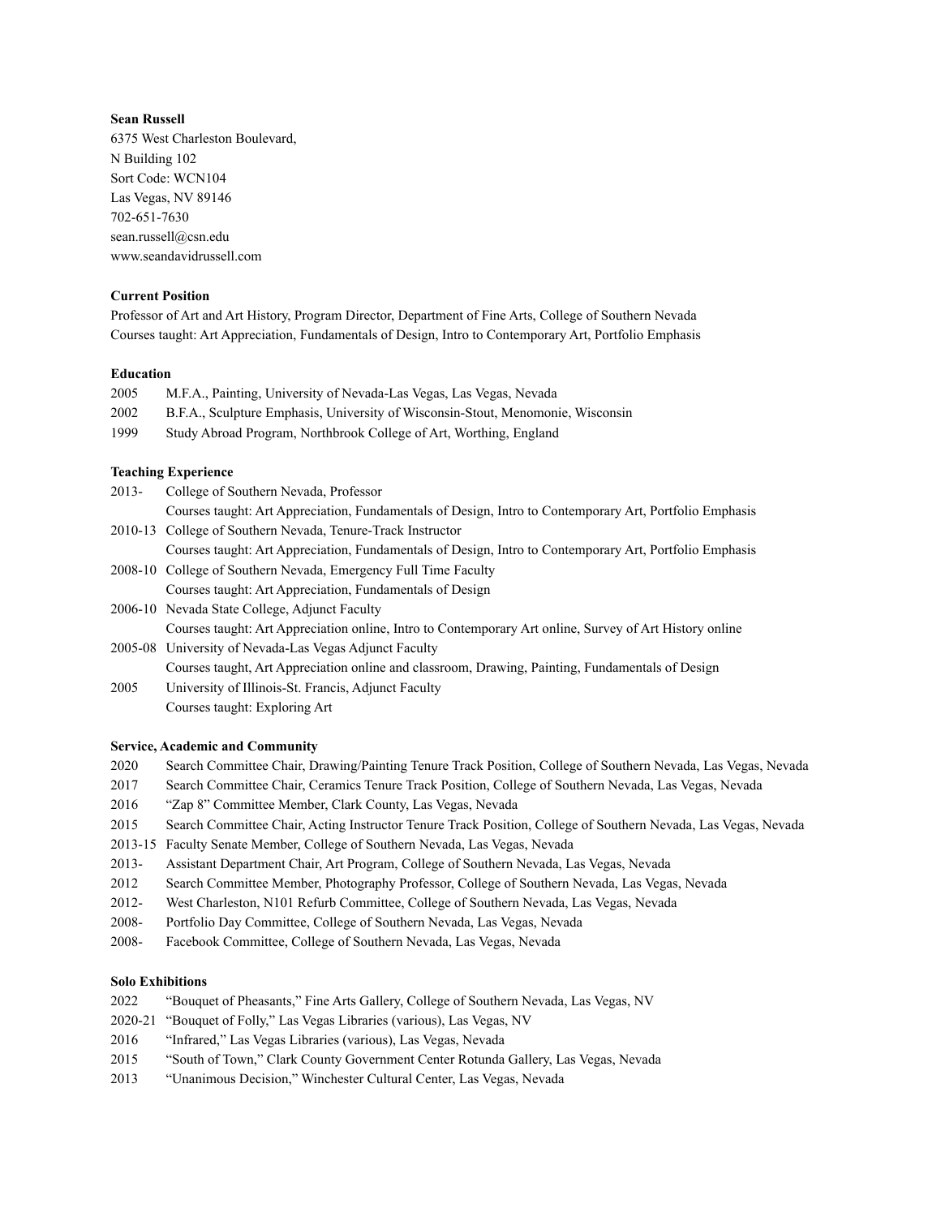**Sean Russell**
6375 West Charleston Boulevard,
N Building 102
Sort Code: WCN104
Las Vegas, NV 89146
702-651-7630
sean.russell@csn.edu
www.seandavidrussell.com

**Current Position**

Professor of Art and Art History, Program Director, Department of Fine Arts, College of Southern Nevada
Courses taught: Art Appreciation, Fundamentals of Design, Intro to Contemporary Art, Portfolio Emphasis

**Education**

2005 M.F.A., Painting, University of Nevada-Las Vegas, Las Vegas, Nevada
2002 B.F.A., Sculpture Emphasis, University of Wisconsin-Stout, Menomonie, Wisconsin
1999 Study Abroad Program, Northbrook College of Art, Worthing, England

**Teaching Experience**

2013- College of Southern Nevada, Professor
Courses taught: Art Appreciation, Fundamentals of Design, Intro to Contemporary Art, Portfolio Emphasis
2010-13 College of Southern Nevada, Tenure-Track Instructor
Courses taught: Art Appreciation, Fundamentals of Design, Intro to Contemporary Art, Portfolio Emphasis
2008-10 College of Southern Nevada, Emergency Full Time Faculty
Courses taught: Art Appreciation, Fundamentals of Design
2006-10 Nevada State College, Adjunct Faculty
Courses taught: Art Appreciation online, Intro to Contemporary Art online, Survey of Art History online
2005-08 University of Nevada-Las Vegas Adjunct Faculty
Courses taught, Art Appreciation online and classroom, Drawing, Painting, Fundamentals of Design
2005 University of Illinois-St. Francis, Adjunct Faculty
Courses taught: Exploring Art

**Service, Academic and Community**

2020 Search Committee Chair, Drawing/Painting Tenure Track Position, College of Southern Nevada, Las Vegas, Nevada
2017 Search Committee Chair, Ceramics Tenure Track Position, College of Southern Nevada, Las Vegas, Nevada
2016 "Zap 8" Committee Member, Clark County, Las Vegas, Nevada
2015 Search Committee Chair, Acting Instructor Tenure Track Position, College of Southern Nevada, Las Vegas, Nevada
2013-15 Faculty Senate Member, College of Southern Nevada, Las Vegas, Nevada
2013- Assistant Department Chair, Art Program, College of Southern Nevada, Las Vegas, Nevada
2012 Search Committee Member, Photography Professor, College of Southern Nevada, Las Vegas, Nevada
2012- West Charleston, N101 Refurb Committee, College of Southern Nevada, Las Vegas, Nevada
2008- Portfolio Day Committee, College of Southern Nevada, Las Vegas, Nevada
2008- Facebook Committee, College of Southern Nevada, Las Vegas, Nevada

**Solo Exhibitions**

2022 "Bouquet of Pheasants," Fine Arts Gallery, College of Southern Nevada, Las Vegas, NV
2020-21 "Bouquet of Folly," Las Vegas Libraries (various), Las Vegas, NV
2016 "Infrared," Las Vegas Libraries (various), Las Vegas, Nevada
2015 "South of Town," Clark County Government Center Rotunda Gallery, Las Vegas, Nevada
2013 "Unanimous Decision," Winchester Cultural Center, Las Vegas, Nevada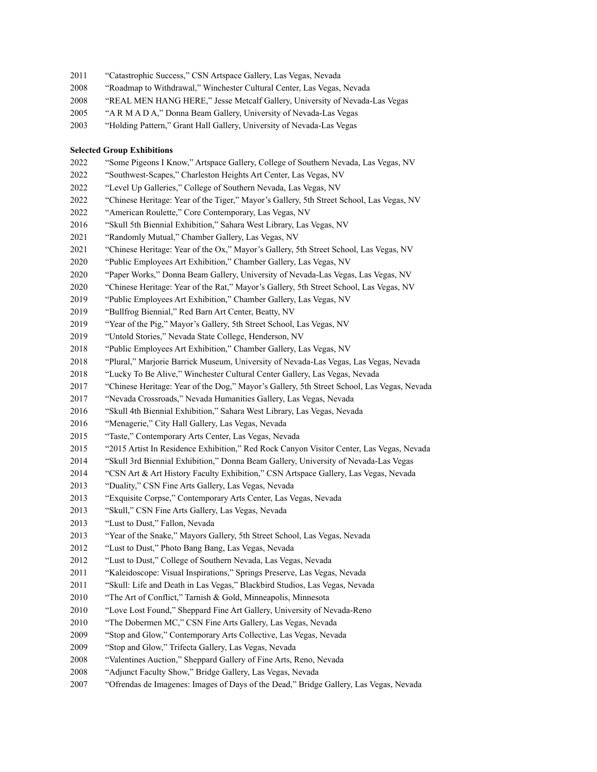2011 "Catastrophic Success," CSN Artspace Gallery, Las Vegas, Nevada
2008 "Roadmap to Withdrawal," Winchester Cultural Center, Las Vegas, Nevada
2008 "REAL MEN HANG HERE," Jesse Metcalf Gallery, University of Nevada-Las Vegas
2005 "A R M A D A," Donna Beam Gallery, University of Nevada-Las Vegas
2003 "Holding Pattern," Grant Hall Gallery, University of Nevada-Las Vegas

**Selected Group Exhibitions**

2022 "Some Pigeons I Know," Artspace Gallery, College of Southern Nevada, Las Vegas, NV
2022 "Southwest-Scapes," Charleston Heights Art Center, Las Vegas, NV
2022 "Level Up Galleries," College of Southern Nevada, Las Vegas, NV
2022 "Chinese Heritage: Year of the Tiger," Mayor's Gallery, 5th Street School, Las Vegas, NV
2022 "American Roulette," Core Contemporary, Las Vegas, NV
2016 "Skull 5th Biennial Exhibition," Sahara West Library, Las Vegas, NV
2021 "Randomly Mutual," Chamber Gallery, Las Vegas, NV
2021 "Chinese Heritage: Year of the Ox," Mayor's Gallery, 5th Street School, Las Vegas, NV
2020 "Public Employees Art Exhibition," Chamber Gallery, Las Vegas, NV
2020 "Paper Works," Donna Beam Gallery, University of Nevada-Las Vegas, Las Vegas, NV
2020 "Chinese Heritage: Year of the Rat," Mayor's Gallery, 5th Street School, Las Vegas, NV
2019 "Public Employees Art Exhibition," Chamber Gallery, Las Vegas, NV
2019 "Bullfrog Biennial," Red Barn Art Center, Beatty, NV
2019 "Year of the Pig," Mayor's Gallery, 5th Street School, Las Vegas, NV
2019 "Untold Stories," Nevada State College, Henderson, NV
2018 "Public Employees Art Exhibition," Chamber Gallery, Las Vegas, NV
2018 "Plural," Marjorie Barrick Museum, University of Nevada-Las Vegas, Las Vegas, Nevada
2018 "Lucky To Be Alive," Winchester Cultural Center Gallery, Las Vegas, Nevada
2017 "Chinese Heritage: Year of the Dog," Mayor's Gallery, 5th Street School, Las Vegas, Nevada
2017 "Nevada Crossroads," Nevada Humanities Gallery, Las Vegas, Nevada
2016 "Skull 4th Biennial Exhibition," Sahara West Library, Las Vegas, Nevada
2016 "Menagerie," City Hall Gallery, Las Vegas, Nevada
2015 "Taste," Contemporary Arts Center, Las Vegas, Nevada
2015 "2015 Artist In Residence Exhibition," Red Rock Canyon Visitor Center, Las Vegas, Nevada
2014 "Skull 3rd Biennial Exhibition," Donna Beam Gallery, University of Nevada-Las Vegas
2014 "CSN Art & Art History Faculty Exhibition," CSN Artspace Gallery, Las Vegas, Nevada
2013 "Duality," CSN Fine Arts Gallery, Las Vegas, Nevada
2013 "Exquisite Corpse," Contemporary Arts Center, Las Vegas, Nevada
2013 "Skull," CSN Fine Arts Gallery, Las Vegas, Nevada
2013 "Lust to Dust," Fallon, Nevada
2013 "Year of the Snake," Mayors Gallery, 5th Street School, Las Vegas, Nevada
2012 "Lust to Dust," Photo Bang Bang, Las Vegas, Nevada
2012 "Lust to Dust," College of Southern Nevada, Las Vegas, Nevada
2011 "Kaleidoscope: Visual Inspirations," Springs Preserve, Las Vegas, Nevada
2011 "Skull: Life and Death in Las Vegas," Blackbird Studios, Las Vegas, Nevada
2010 "The Art of Conflict," Tarnish & Gold, Minneapolis, Minnesota
2010 "Love Lost Found," Sheppard Fine Art Gallery, University of Nevada-Reno
2010 "The Dobermen MC," CSN Fine Arts Gallery, Las Vegas, Nevada
2009 "Stop and Glow," Contemporary Arts Collective, Las Vegas, Nevada
2009 "Stop and Glow," Trifecta Gallery, Las Vegas, Nevada
2008 "Valentines Auction," Sheppard Gallery of Fine Arts, Reno, Nevada
2008 "Adjunct Faculty Show," Bridge Gallery, Las Vegas, Nevada
2007 "Ofrendas de Imagenes: Images of Days of the Dead," Bridge Gallery, Las Vegas, Nevada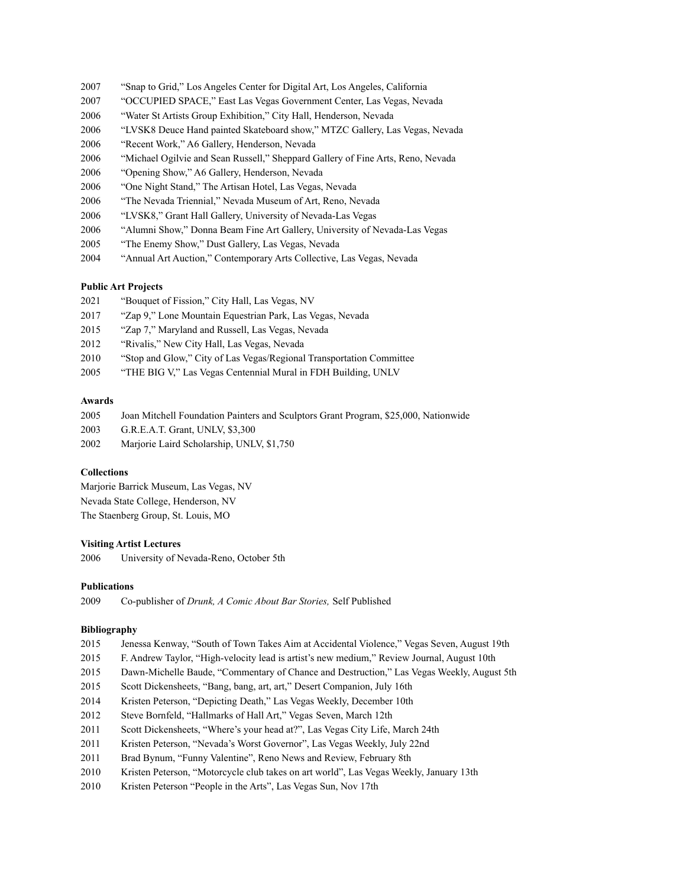2007 “Snap to Grid,” Los Angeles Center for Digital Art, Los Angeles, California
2007 “OCCUPIED SPACE,” East Las Vegas Government Center, Las Vegas, Nevada
2006 “Water St Artists Group Exhibition,” City Hall, Henderson, Nevada
2006 “LVSK8 Deuce Hand painted Skateboard show,” MTZC Gallery, Las Vegas, Nevada
2006 “Recent Work,” A6 Gallery, Henderson, Nevada
2006 “Michael Ogilvie and Sean Russell,” Sheppard Gallery of Fine Arts, Reno, Nevada
2006 “Opening Show,” A6 Gallery, Henderson, Nevada
2006 “One Night Stand,” The Artisan Hotel, Las Vegas, Nevada
2006 “The Nevada Triennial,” Nevada Museum of Art, Reno, Nevada
2006 “LVSK8,” Grant Hall Gallery, University of Nevada-Las Vegas
2006 “Alumni Show,” Donna Beam Fine Art Gallery, University of Nevada-Las Vegas
2005 “The Enemy Show,” Dust Gallery, Las Vegas, Nevada
2004 “Annual Art Auction,” Contemporary Arts Collective, Las Vegas, Nevada

**Public Art Projects**

2021 “Bouquet of Fission,” City Hall, Las Vegas, NV
2017 “Zap 9,” Lone Mountain Equestrian Park, Las Vegas, Nevada
2015 “Zap 7,” Maryland and Russell, Las Vegas, Nevada
2012 “Rivalis,” New City Hall, Las Vegas, Nevada
2010 “Stop and Glow,” City of Las Vegas/Regional Transportation Committee
2005 “THE BIG V,” Las Vegas Centennial Mural in FDH Building, UNLV

**Awards**

2005 Joan Mitchell Foundation Painters and Sculptors Grant Program, $25,000, Nationwide
2003 G.R.E.A.T. Grant, UNLV, $3,300
2002 Marjorie Laird Scholarship, UNLV, $1,750

**Collections**

Marjorie Barrick Museum, Las Vegas, NV
Nevada State College, Henderson, NV
The Staenberg Group, St. Louis, MO

**Visiting Artist Lectures**

2006 University of Nevada-Reno, October 5th

**Publications**

2009 Co-publisher of *Drunk, A Comic About Bar Stories,* Self Published

**Bibliography**

2015 Jenessa Kenway, “South of Town Takes Aim at Accidental Violence,” Vegas Seven, August 19th
2015 F. Andrew Taylor, “High-velocity lead is artist’s new medium,” Review Journal, August 10th
2015 Dawn-Michelle Baude, “Commentary of Chance and Destruction,” Las Vegas Weekly, August 5th
2015 Scott Dickensheets, “Bang, bang, art, art,” Desert Companion, July 16th
2014 Kristen Peterson, “Depicting Death,” Las Vegas Weekly, December 10th
2012 Steve Bornfeld, “Hallmarks of Hall Art,” Vegas Seven, March 12th
2011 Scott Dickensheets, “Where’s your head at?”, Las Vegas City Life, March 24th
2011 Kristen Peterson, “Nevada’s Worst Governor”, Las Vegas Weekly, July 22nd
2011 Brad Bynum, “Funny Valentine”, Reno News and Review, February 8th
2010 Kristen Peterson, “Motorcycle club takes on art world”, Las Vegas Weekly, January 13th
2010 Kristen Peterson “People in the Arts”, Las Vegas Sun, Nov 17th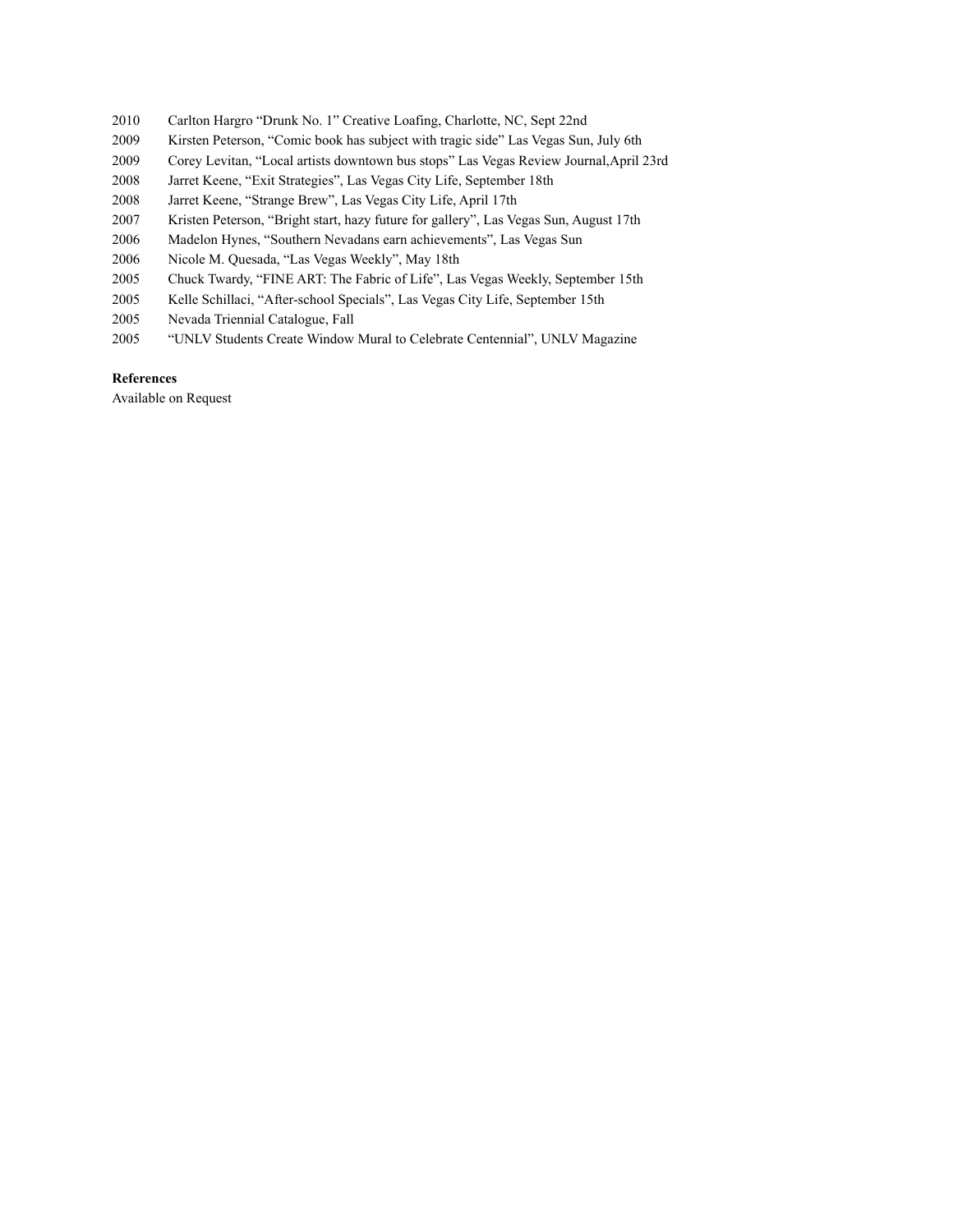2010 Carlton Hargro “Drunk No. 1” Creative Loafing, Charlotte, NC, Sept 22nd
2009 Kirsten Peterson, “Comic book has subject with tragic side” Las Vegas Sun, July 6th
2009 Corey Levitan, “Local artists downtown bus stops” Las Vegas Review Journal,April 23rd
2008 Jarret Keene, “Exit Strategies”, Las Vegas City Life, September 18th
2008 Jarret Keene, “Strange Brew”, Las Vegas City Life, April 17th
2007 Kristen Peterson, “Bright start, hazy future for gallery”, Las Vegas Sun, August 17th
2006 Madelon Hynes, “Southern Nevadans earn achievements”, Las Vegas Sun
2006 Nicole M. Quesada, “Las Vegas Weekly”, May 18th
2005 Chuck Twardy, “FINE ART: The Fabric of Life”, Las Vegas Weekly, September 15th
2005 Kelle Schillaci, “After-school Specials”, Las Vegas City Life, September 15th
2005 Nevada Triennial Catalogue, Fall
2005 “UNLV Students Create Window Mural to Celebrate Centennial”, UNLV Magazine

**References**

Available on Request